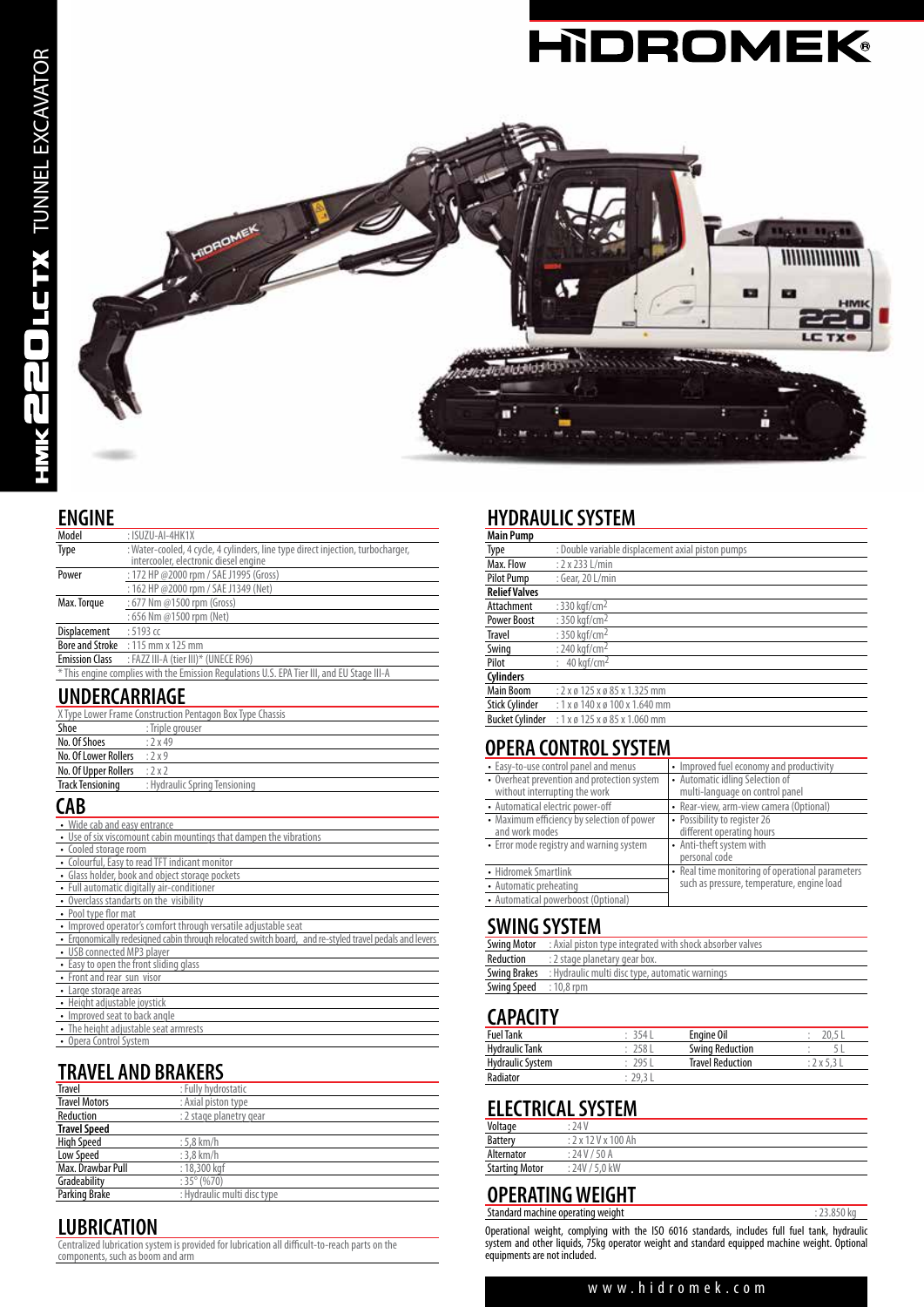# HIDROMEK

HMK 220 LC TX TUNNEL EXCAVATOR

## ENGINE

| | |
|---|---|
| Model | : ISUZU-AI-4HK1X |
| Type | : Water-cooled, 4 cycle, 4 cylinders, line type direct injection, turbocharger, intercooler, electronic diesel engine |
| Power | : 172 HP @2000 rpm / SAE J1995 (Gross) |
| | : 162 HP @2000 rpm / SAE J1349 (Net) |
| Max. Torque | : 677 Nm @1500 rpm (Gross) |
| | : 656 Nm @1500 rpm (Net) |
| Displacement | : 5193 cc |
| Bore and Stroke | : 115 mm x 125 mm |
| Emission Class | : FAZZ III-A (tier III)* (UNECE R96) |

* This engine complies with the Emission Regulations U.S. EPA Tier III, and EU Stage III-A

## UNDERCARRIAGE

X Type Lower Frame Construction Pentagon Box Type Chassis

| | |
|---|---|
| Shoe | : Triple grouser |
| No. Of Shoes | : 2 x 49 |
| No. Of Lower Rollers | : 2 x 9 |
| No. Of Upper Rollers | : 2 x 2 |
| Track Tensioning | : Hydraulic Spring Tensioning |

## CAB

- Wide cab and easy entrance
- Use of six viscomount cabin mountings that dampen the vibrations
- Cooled storage room
- Colourful, Easy to read TFT indicant monitor
- Glass holder, book and object storage pockets
- Full automatic digitally air-conditioner
- Overclass standarts on the visibility
- Pool type flor mat
- Improved operator's comfort through versatile adjustable seat
- Ergonomically redesigned cabin through relocated switch board, and re-styled travel pedals and levers
- USB connected MP3 player
- Easy to open the front sliding glass
- Front and rear sun visor
- Large storage areas
- Height adjustable joystick
- Improved seat to back angle
- The height adjustable seat armrests
- Opera Control System

## TRAVEL AND BRAKERS

| | |
|---|---|
| Travel | : Fully hydrostatic |
| Travel Motors | : Axial piston type |
| Reduction | : 2 stage planetry gear |
| **Travel Speed** | |
| High Speed | : 5,8 km/h |
| Low Speed | : 3,8 km/h |
| Max. Drawbar Pull | : 18,300 kgf |
| Gradeability | : 35° (%70) |
| Parking Brake | : Hydraulic multi disc type |

## LUBRICATION

Centralized lubrication system is provided for lubrication all difficult-to-reach parts on the components, such as boom and arm

## HYDRAULIC SYSTEM

| | |
|---|---|
| **Main Pump** | |
| Type | : Double variable displacement axial piston pumps |
| Max. Flow | : 2 x 233 L/min |
| Pilot Pump | : Gear, 20 L/min |
| **Relief Valves** | |
| Attachment | : 330 kgf/cm² |
| Power Boost | : 350 kgf/cm² |
| Travel | : 350 kgf/cm² |
| Swing | : 240 kgf/cm² |
| Pilot | : 40 kgf/cm² |
| **Cylinders** | |
| Main Boom | : 2 x ø 125 x ø 85 x 1.325 mm |
| Stick Cylinder | : 1 x ø 140 x ø 100 x 1.640 mm |
| Bucket Cylinder | : 1 x ø 125 x ø 85 x 1.060 mm |

## OPERA CONTROL SYSTEM

| | |
|---|---|
| • Easy-to-use control panel and menus | • Improved fuel economy and productivity |
| • Overheat prevention and protection system without interrupting the work | • Automatic idling Selection of multi-language on control panel |
| • Automatical electric power-off | • Rear-view, arm-view camera (Optional) |
| • Maximum efficiency by selection of power and work modes | • Possibility to register 26 different operating hours |
| • Error mode registry and warning system | • Anti-theft system with personal code |
| • Hidromek Smartlink<br>• Automatic preheating<br>• Automatical powerboost (Optional) | • Real time monitoring of operational parameters such as pressure, temperature, engine load |

## SWING SYSTEM

| | |
|---|---|
| Swing Motor | : Axial piston type integrated with shock absorber valves |
| Reduction | : 2 stage planetary gear box. |
| Swing Brakes | : Hydraulic multi disc type, automatic warnings |
| Swing Speed | : 10,8 rpm |

## CAPACITY

| | | | |
|---|---|---|---|
| Fuel Tank | : 354 L | Engine Oil | : 20,5 L |
| Hydraulic Tank | : 258 L | Swing Reduction | : 5 L |
| Hydraulic System | : 295 L | Travel Reduction | : 2 x 5,3 L |
| Radiator | : 29,3 L | | |

## ELECTRICAL SYSTEM

| | |
|---|---|
| Voltage | : 24 V |
| Battery | : 2 x 12 V x 100 Ah |
| Alternator | : 24 V / 50 A |
| Starting Motor | : 24V / 5,0 kW |

## OPERATING WEIGHT

| | |
|---|---|
| Standard machine operating weight | : 23.850 kg |

Operational weight, complying with the ISO 6016 standards, includes full fuel tank, hydraulic system and other liquids, 75kg operator weight and standard equipped machine weight. Optional equipments are not included.

www.hidromek.com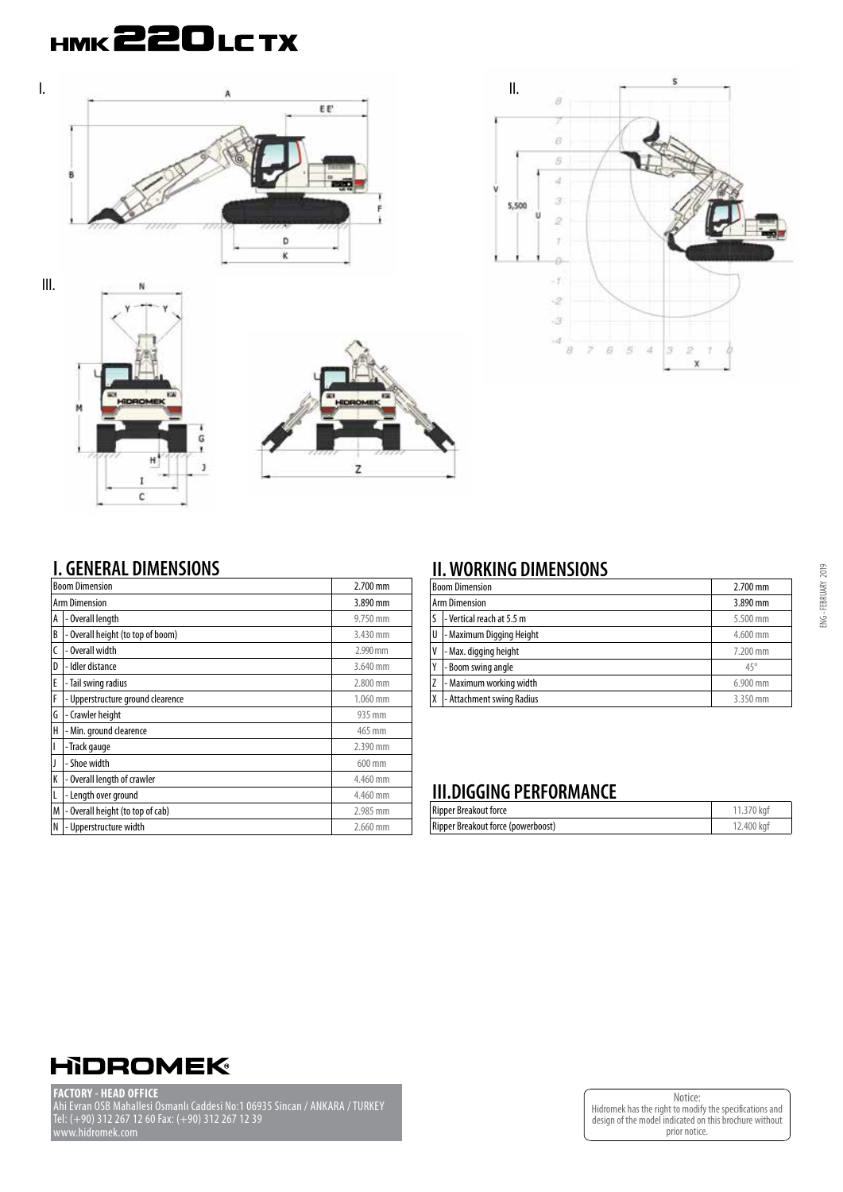# HMK 220 LC TX

I.

A

E E'

B

F

D

K

II.

S

V

5,500

U

8 7 6 5 4 3 2 1 0

-1 -2 -3 -4

X

III.

N

Y Y

M

G

H

J

I

C

Z

## I. GENERAL DIMENSIONS

| | | |
|---|---|---|
| Boom Dimension | | 2.700 mm |
| Arm Dimension | | 3.890 mm |
| A | - Overall length | 9.750 mm |
| B | - Overall height (to top of boom) | 3.430 mm |
| C | - Overall width | 2.990 mm |
| D | - Idler distance | 3.640 mm |
| E | - Tail swing radius | 2.800 mm |
| F | - Upperstructure ground clearence | 1.060 mm |
| G | - Crawler height | 935 mm |
| H | - Min. ground clearence | 465 mm |
| I | - Track gauge | 2.390 mm |
| J | - Shoe width | 600 mm |
| K | - Overall length of crawler | 4.460 mm |
| L | - Length over ground | 4.460 mm |
| M | - Overall height (to top of cab) | 2.985 mm |
| N | - Upperstructure width | 2.660 mm |

## II. WORKING DIMENSIONS

| | | |
|---|---|---|
| Boom Dimension | | 2.700 mm |
| Arm Dimension | | 3.890 mm |
| S | - Vertical reach at 5.5 m | 5.500 mm |
| U | - Maximum Digging Height | 4.600 mm |
| V | - Max. digging height | 7.200 mm |
| Y | - Boom swing angle | 45° |
| Z | - Maximum working width | 6.900 mm |
| X | - Attachment swing Radius | 3.350 mm |

## III.DIGGING PERFORMANCE

| | |
|---|---|
| Ripper Breakout force | 11.370 kgf |
| Ripper Breakout force (powerboost) | 12.400 kgf |

ENG - FEBRUARY 2019

HİDROMEK

**FACTORY - HEAD OFFICE**
Ahi Evran OSB Mahallesi Osmanlı Caddesi No:1 06935 Sincan / ANKARA / TURKEY
Tel: (+90) 312 267 12 60 Fax: (+90) 312 267 12 39
www.hidromek.com

Notice:
Hidromek has the right to modify the specifications and design of the model indicated on this brochure without prior notice.